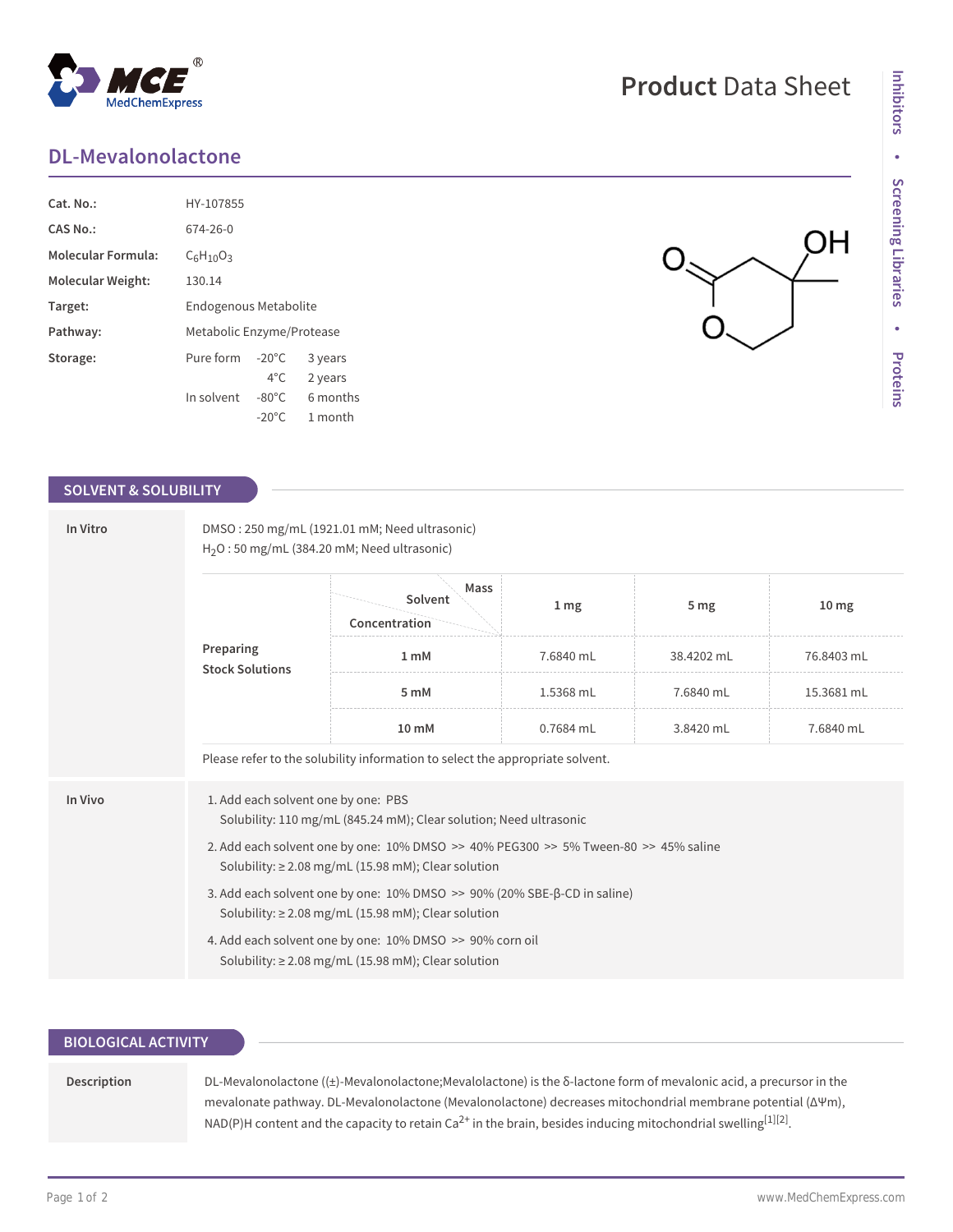# Product Data Sheet

## DL-Mevalonolactone

| | |
|---|---|
| **Cat. No.:** | HY-107855 |
| **CAS No.:** | 674-26-0 |
| **Molecular Formula:** | $C_6H_{10}O_3$ |
| **Molecular Weight:** | 130.14 |
| **Target:** | Endogenous Metabolite |
| **Pathway:** | Metabolic Enzyme/Protease |
| **Storage:** | Pure form -20°C 3 years; 4°C 2 years; In solvent -80°C 6 months; -20°C 1 month |

## SOLVENT & SOLUBILITY

### In Vitro

DMSO : 250 mg/mL (1921.01 mM; Need ultrasonic)
$H_2O$ : 50 mg/mL (384.20 mM; Need ultrasonic)

**Preparing Stock Solutions**

| Concentration \ Solvent \ Mass | 1 mg | 5 mg | 10 mg |
|---|---|---|---|
| 1 mM | 7.6840 mL | 38.4202 mL | 76.8403 mL |
| 5 mM | 1.5368 mL | 7.6840 mL | 15.3681 mL |
| 10 mM | 0.7684 mL | 3.8420 mL | 7.6840 mL |

Please refer to the solubility information to select the appropriate solvent.

### In Vivo

1. Add each solvent one by one: PBS
   Solubility: 110 mg/mL (845.24 mM); Clear solution; Need ultrasonic
2. Add each solvent one by one: 10% DMSO >> 40% PEG300 >> 5% Tween-80 >> 45% saline
   Solubility: ≥ 2.08 mg/mL (15.98 mM); Clear solution
3. Add each solvent one by one: 10% DMSO >> 90% (20% SBE-β-CD in saline)
   Solubility: ≥ 2.08 mg/mL (15.98 mM); Clear solution
4. Add each solvent one by one: 10% DMSO >> 90% corn oil
   Solubility: ≥ 2.08 mg/mL (15.98 mM); Clear solution

## BIOLOGICAL ACTIVITY

**Description**

DL-Mevalonolactone ((±)-Mevalonolactone;Mevalolactone) is the δ-lactone form of mevalonic acid, a precursor in the mevalonate pathway. DL-Mevalonolactone (Mevalonolactone) decreases mitochondrial membrane potential (ΔΨm), NAD(P)H content and the capacity to retain $Ca^{2+}$ in the brain, besides inducing mitochondrial swelling[1][2].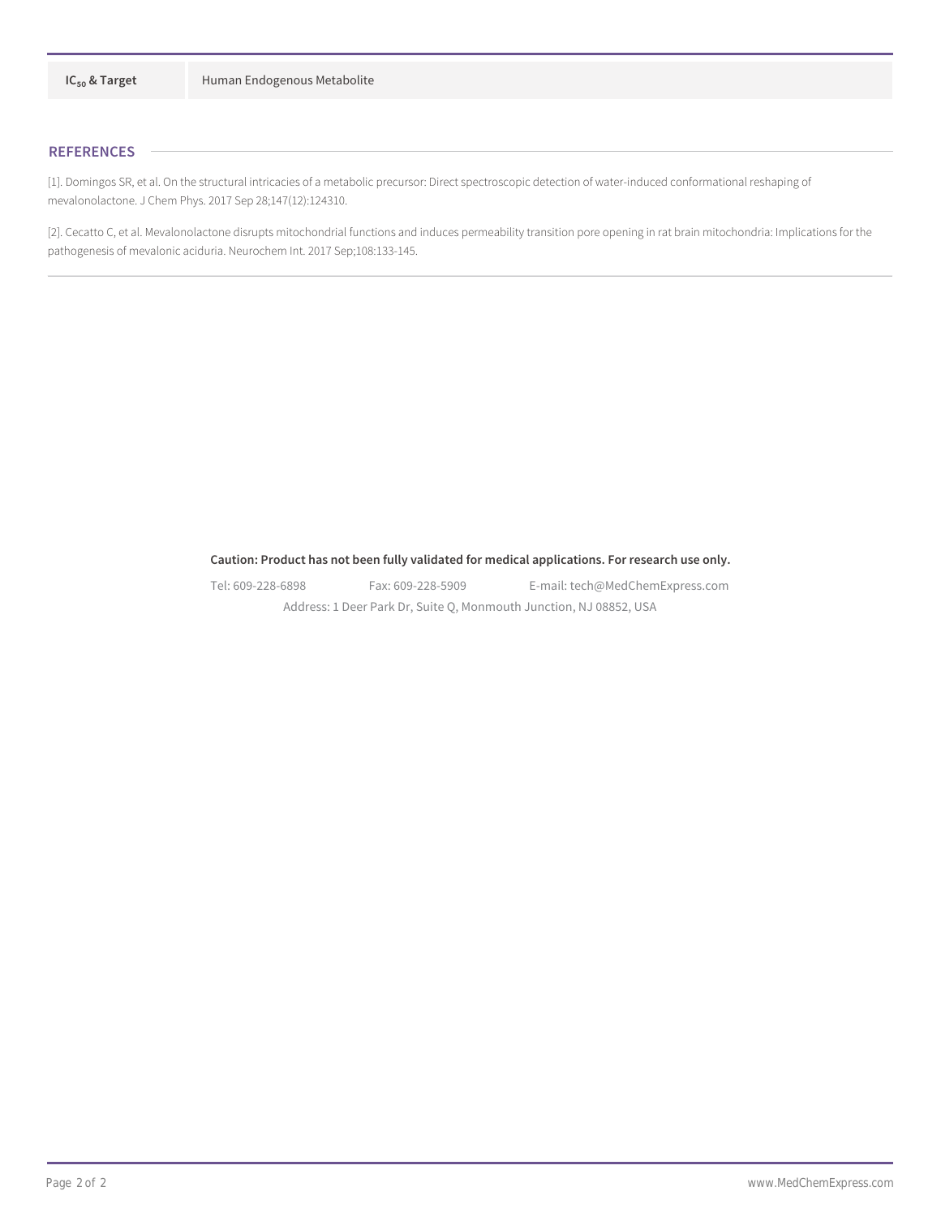| | |
|---|---|
| $IC_{50}$ & Target | Human Endogenous Metabolite |

## REFERENCES

[1]. Domingos SR, et al. On the structural intricacies of a metabolic precursor: Direct spectroscopic detection of water-induced conformational reshaping of mevalonolactone. J Chem Phys. 2017 Sep 28;147(12):124310.

[2]. Cecatto C, et al. Mevalonolactone disrupts mitochondrial functions and induces permeability transition pore opening in rat brain mitochondria: Implications for the pathogenesis of mevalonic aciduria. Neurochem Int. 2017 Sep;108:133-145.

**Caution: Product has not been fully validated for medical applications. For research use only.**

Tel: 609-228-6898 Fax: 609-228-5909 E-mail: tech@MedChemExpress.com

Address: 1 Deer Park Dr, Suite Q, Monmouth Junction, NJ 08852, USA